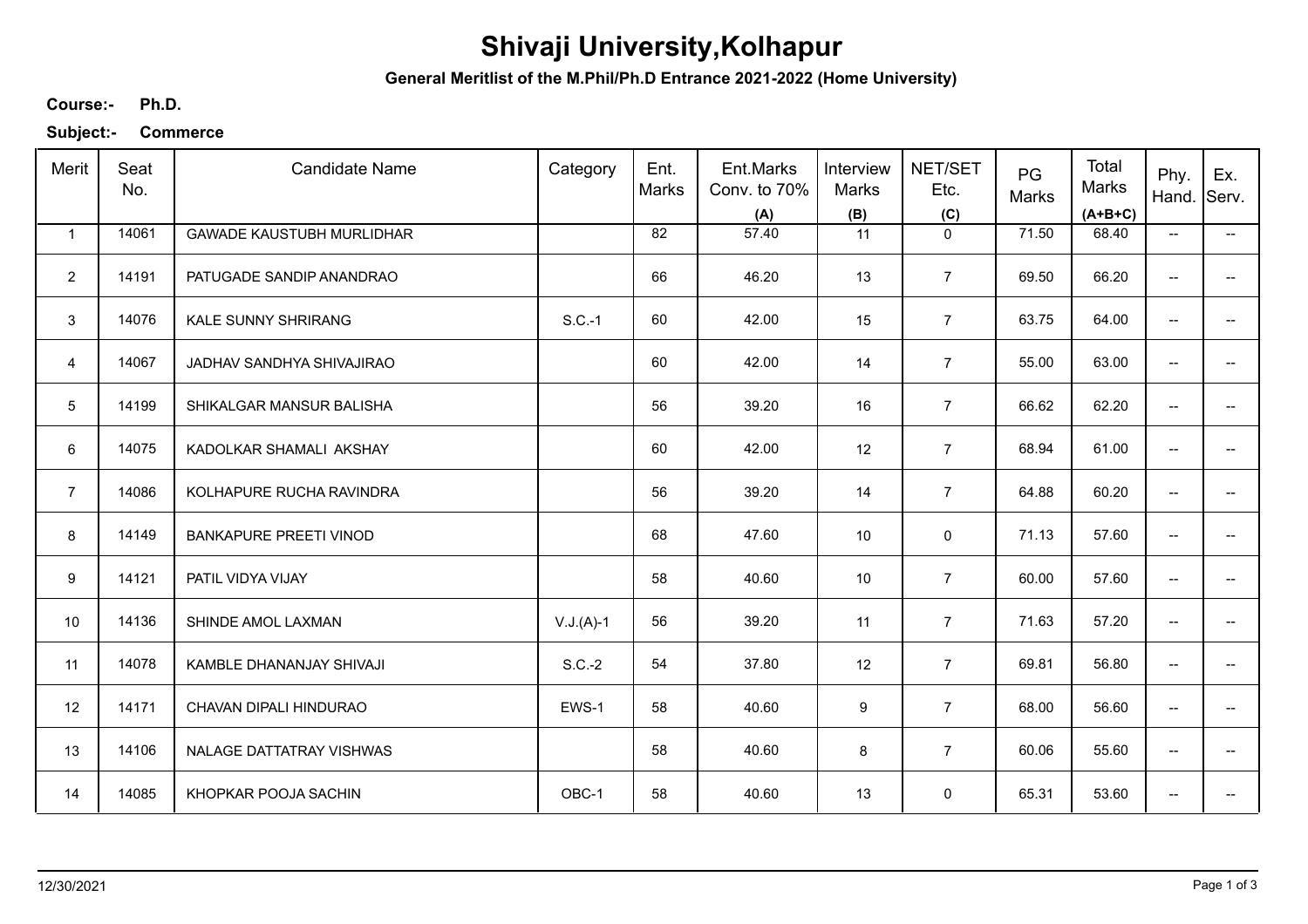# Shivaji University,Kolhapur

**General Meritlist of the M.Phil/Ph.D Entrance 2021-2022 (Home University)**

**Course:-** **Ph.D.**

**Subject:-** **Commerce**

| Merit | Seat No. | Candidate Name | Category | Ent. Marks | Ent.Marks Conv. to 70% (A) | Interview Marks (B) | NET/SET Etc. (C) | PG Marks | Total Marks (A+B+C) | Phy. Hand. | Ex. Serv. |
|---|---|---|---|---|---|---|---|---|---|---|---|
| 1 | 14061 | GAWADE KAUSTUBH MURLIDHAR | | 82 | 57.40 | 11 | 0 | 71.50 | 68.40 | -- | -- |
| 2 | 14191 | PATUGADE SANDIP ANANDRAO | | 66 | 46.20 | 13 | 7 | 69.50 | 66.20 | -- | -- |
| 3 | 14076 | KALE SUNNY SHRIRANG | S.C.-1 | 60 | 42.00 | 15 | 7 | 63.75 | 64.00 | -- | -- |
| 4 | 14067 | JADHAV SANDHYA SHIVAJIRAO | | 60 | 42.00 | 14 | 7 | 55.00 | 63.00 | -- | -- |
| 5 | 14199 | SHIKALGAR MANSUR BALISHA | | 56 | 39.20 | 16 | 7 | 66.62 | 62.20 | -- | -- |
| 6 | 14075 | KADOLKAR SHAMALI AKSHAY | | 60 | 42.00 | 12 | 7 | 68.94 | 61.00 | -- | -- |
| 7 | 14086 | KOLHAPURE RUCHA RAVINDRA | | 56 | 39.20 | 14 | 7 | 64.88 | 60.20 | -- | -- |
| 8 | 14149 | BANKAPURE PREETI VINOD | | 68 | 47.60 | 10 | 0 | 71.13 | 57.60 | -- | -- |
| 9 | 14121 | PATIL VIDYA VIJAY | | 58 | 40.60 | 10 | 7 | 60.00 | 57.60 | -- | -- |
| 10 | 14136 | SHINDE AMOL LAXMAN | V.J.(A)-1 | 56 | 39.20 | 11 | 7 | 71.63 | 57.20 | -- | -- |
| 11 | 14078 | KAMBLE DHANANJAY SHIVAJI | S.C.-2 | 54 | 37.80 | 12 | 7 | 69.81 | 56.80 | -- | -- |
| 12 | 14171 | CHAVAN DIPALI HINDURAO | EWS-1 | 58 | 40.60 | 9 | 7 | 68.00 | 56.60 | -- | -- |
| 13 | 14106 | NALAGE DATTATRAY VISHWAS | | 58 | 40.60 | 8 | 7 | 60.06 | 55.60 | -- | -- |
| 14 | 14085 | KHOPKAR POOJA SACHIN | OBC-1 | 58 | 40.60 | 13 | 0 | 65.31 | 53.60 | -- | -- |

12/30/2021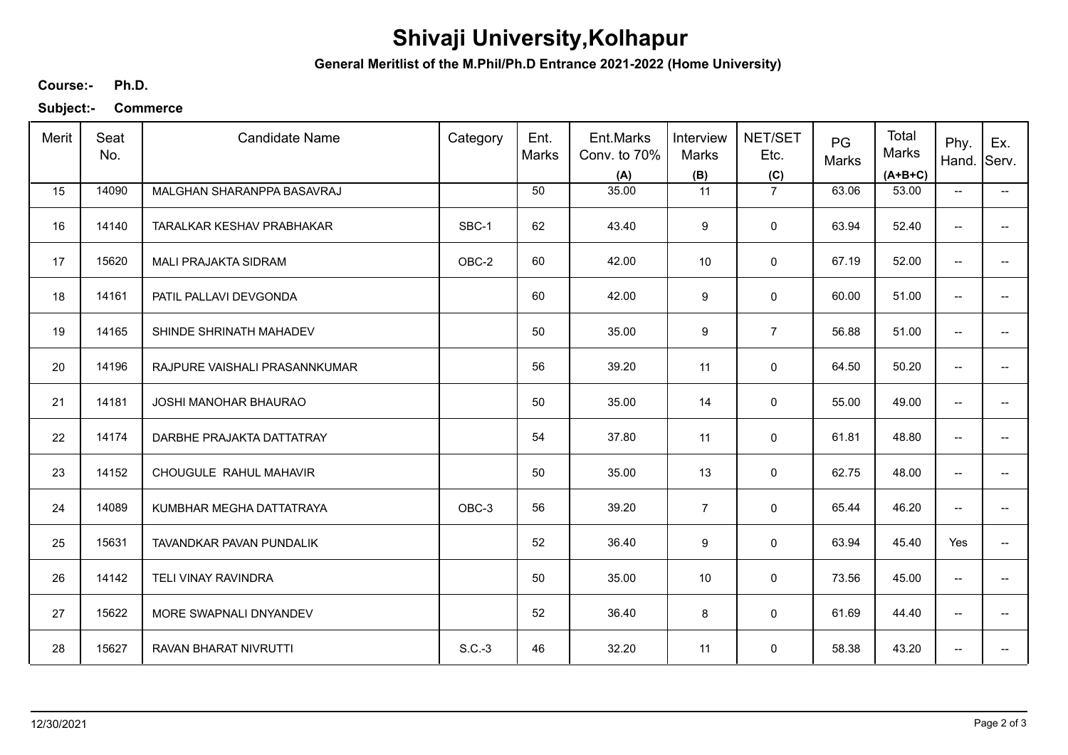# Shivaji University,Kolhapur

**General Meritlist of the M.Phil/Ph.D Entrance 2021-2022 (Home University)**

**Course:-** **Ph.D.**

**Subject:-** **Commerce**

| Merit | Seat No. | Candidate Name | Category | Ent. Marks | Ent.Marks Conv. to 70% (A) | Interview Marks (B) | NET/SET Etc. (C) | PG Marks | Total Marks (A+B+C) | Phy. Hand. | Ex. Serv. |
|---|---|---|---|---|---|---|---|---|---|---|---|
| 15 | 14090 | MALGHAN SHARANPPA BASAVRAJ | | 50 | 35.00 | 11 | 7 | 63.06 | 53.00 | -- | -- |
| 16 | 14140 | TARALKAR KESHAV PRABHAKAR | SBC-1 | 62 | 43.40 | 9 | 0 | 63.94 | 52.40 | -- | -- |
| 17 | 15620 | MALI PRAJAKTA SIDRAM | OBC-2 | 60 | 42.00 | 10 | 0 | 67.19 | 52.00 | -- | -- |
| 18 | 14161 | PATIL PALLAVI DEVGONDA | | 60 | 42.00 | 9 | 0 | 60.00 | 51.00 | -- | -- |
| 19 | 14165 | SHINDE SHRINATH MAHADEV | | 50 | 35.00 | 9 | 7 | 56.88 | 51.00 | -- | -- |
| 20 | 14196 | RAJPURE VAISHALI PRASANNKUMAR | | 56 | 39.20 | 11 | 0 | 64.50 | 50.20 | -- | -- |
| 21 | 14181 | JOSHI MANOHAR BHAURAO | | 50 | 35.00 | 14 | 0 | 55.00 | 49.00 | -- | -- |
| 22 | 14174 | DARBHE PRAJAKTA DATTATRAY | | 54 | 37.80 | 11 | 0 | 61.81 | 48.80 | -- | -- |
| 23 | 14152 | CHOUGULE RAHUL MAHAVIR | | 50 | 35.00 | 13 | 0 | 62.75 | 48.00 | -- | -- |
| 24 | 14089 | KUMBHAR MEGHA DATTATRAYA | OBC-3 | 56 | 39.20 | 7 | 0 | 65.44 | 46.20 | -- | -- |
| 25 | 15631 | TAVANDKAR PAVAN PUNDALIK | | 52 | 36.40 | 9 | 0 | 63.94 | 45.40 | Yes | -- |
| 26 | 14142 | TELI VINAY RAVINDRA | | 50 | 35.00 | 10 | 0 | 73.56 | 45.00 | -- | -- |
| 27 | 15622 | MORE SWAPNALI DNYANDEV | | 52 | 36.40 | 8 | 0 | 61.69 | 44.40 | -- | -- |
| 28 | 15627 | RAVAN BHARAT NIVRUTTI | S.C.-3 | 46 | 32.20 | 11 | 0 | 58.38 | 43.20 | -- | -- |

12/30/2021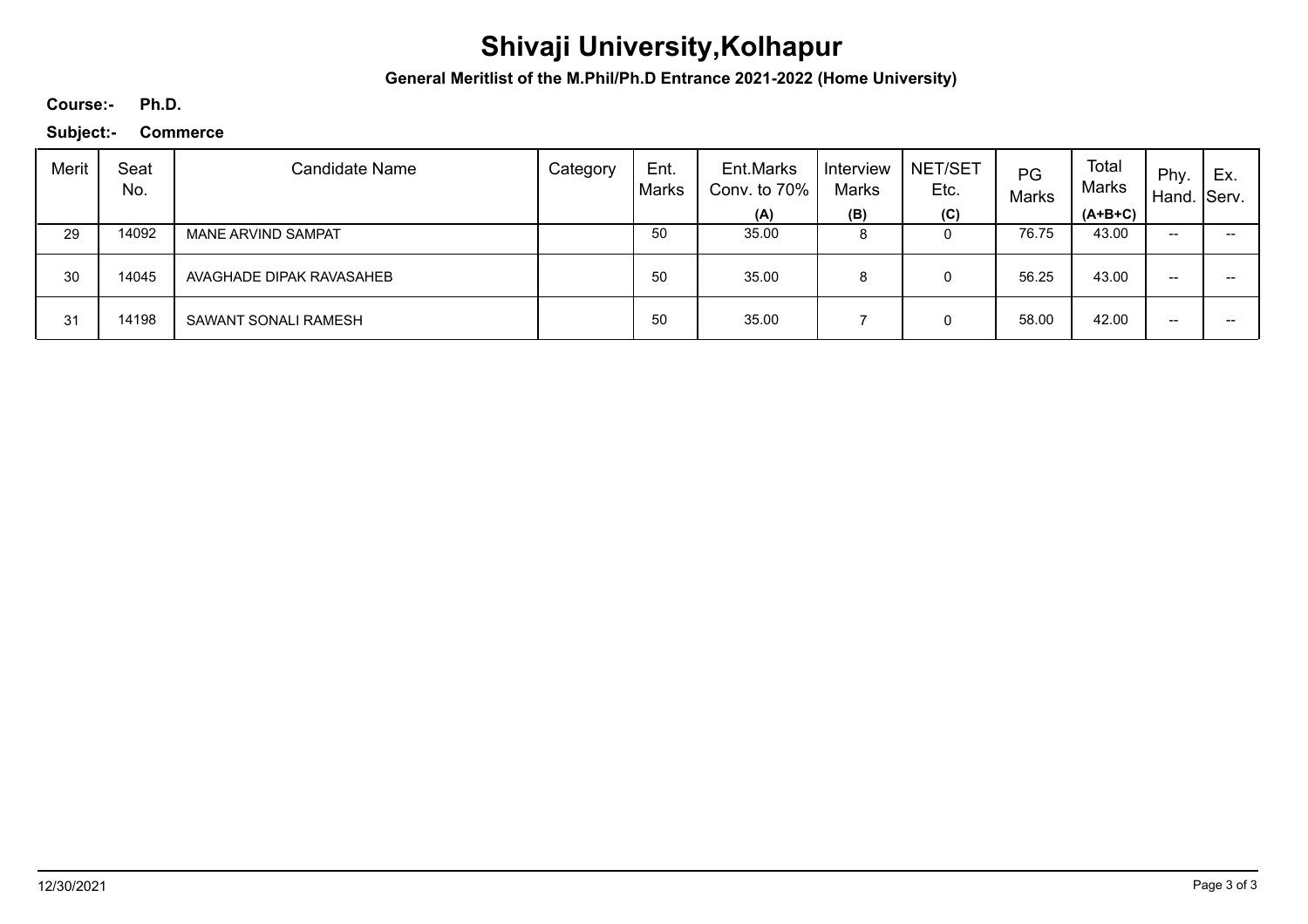# Shivaji University,Kolhapur

**General Meritlist of the M.Phil/Ph.D Entrance 2021-2022 (Home University)**

**Course:-** **Ph.D.**

**Subject:-** **Commerce**

| Merit | Seat No. | Candidate Name | Category | Ent. Marks | Ent.Marks Conv. to 70% (A) | Interview Marks (B) | NET/SET Etc. (C) | PG Marks | Total Marks (A+B+C) | Phy. Hand. | Ex. Serv. |
|---|---|---|---|---|---|---|---|---|---|---|---|
| 29 | 14092 | MANE ARVIND SAMPAT | | 50 | 35.00 | 8 | 0 | 76.75 | 43.00 | -- | -- |
| 30 | 14045 | AVAGHADE DIPAK RAVASAHEB | | 50 | 35.00 | 8 | 0 | 56.25 | 43.00 | -- | -- |
| 31 | 14198 | SAWANT SONALI RAMESH | | 50 | 35.00 | 7 | 0 | 58.00 | 42.00 | -- | -- |

12/30/2021